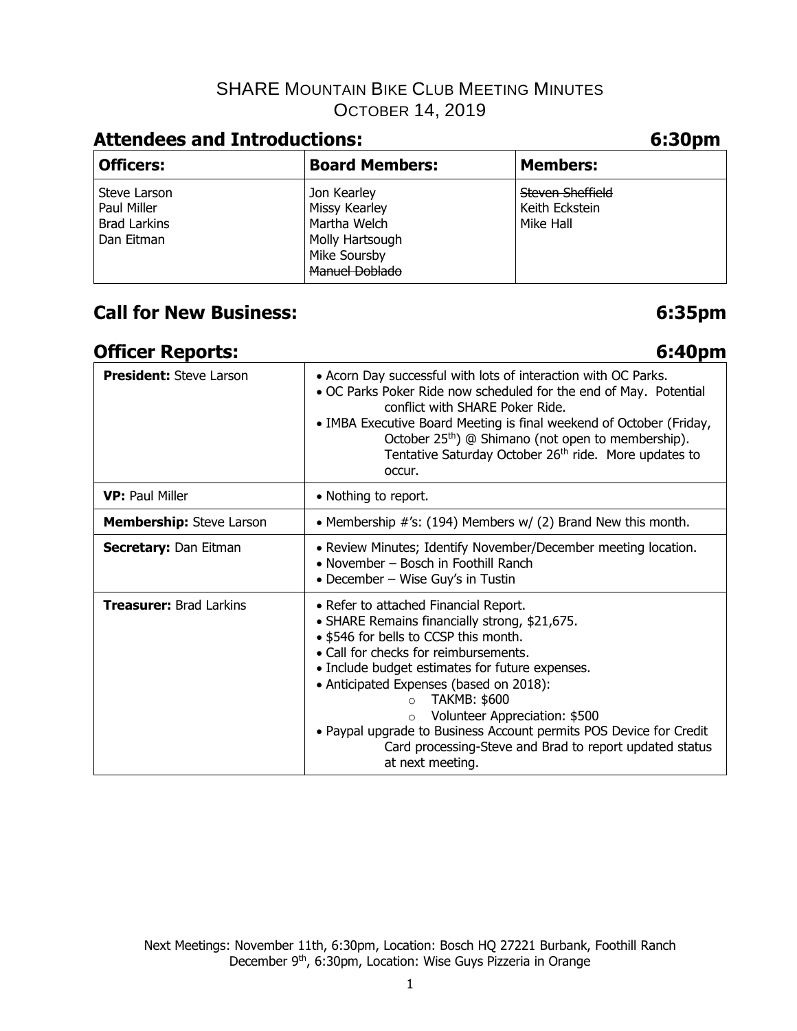# SHARE Mountain Bike Club Meeting Minutes
## October 14, 2019

## Attendees and Introductions: 6:30pm

| Officers: | Board Members: | Members: |
|---|---|---|
| Steve Larson<br>Paul Miller<br>Brad Larkins<br>Dan Eitman | Jon Kearley<br>Missy Kearley<br>Martha Welch<br>Molly Hartsough<br>Mike Soursby<br>~~Manuel Doblado~~ | ~~Steven Sheffield~~<br>Keith Eckstein<br>Mike Hall |

## Call for New Business: 6:35pm

## Officer Reports: 6:40pm

| | |
|---|---|
| **President:** Steve Larson | • Acorn Day successful with lots of interaction with OC Parks.<br>• OC Parks Poker Ride now scheduled for the end of May. Potential conflict with SHARE Poker Ride.<br>• IMBA Executive Board Meeting is final weekend of October (Friday, October 25th) @ Shimano (not open to membership). Tentative Saturday October 26th ride. More updates to occur. |
| **VP:** Paul Miller | • Nothing to report. |
| **Membership:** Steve Larson | • Membership #'s: (194) Members w/ (2) Brand New this month. |
| **Secretary:** Dan Eitman | • Review Minutes; Identify November/December meeting location.<br>• November – Bosch in Foothill Ranch<br>• December – Wise Guy's in Tustin |
| **Treasurer:** Brad Larkins | • Refer to attached Financial Report.<br>• SHARE Remains financially strong, $21,675.<br>• $546 for bells to CCSP this month.<br>• Call for checks for reimbursements.<br>• Include budget estimates for future expenses.<br>• Anticipated Expenses (based on 2018):<br>&nbsp;&nbsp;&nbsp;&nbsp;○ TAKMB: $600<br>&nbsp;&nbsp;&nbsp;&nbsp;○ Volunteer Appreciation: $500<br>• Paypal upgrade to Business Account permits POS Device for Credit Card processing-Steve and Brad to report updated status at next meeting. |

Next Meetings: November 11th, 6:30pm, Location: Bosch HQ 27221 Burbank, Foothill Ranch
December 9th, 6:30pm, Location: Wise Guys Pizzeria in Orange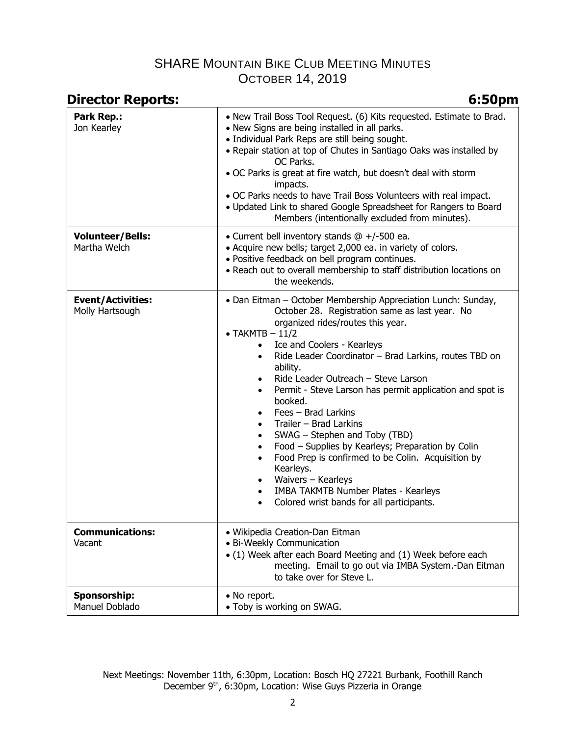# SHARE Mountain Bike Club Meeting Minutes
## October 14, 2019

## Director Reports: 6:50pm

| | |
|---|---|
| **Park Rep.:** Jon Kearley | • New Trail Boss Tool Request. (6) Kits requested. Estimate to Brad.<br>• New Signs are being installed in all parks.<br>• Individual Park Reps are still being sought.<br>• Repair station at top of Chutes in Santiago Oaks was installed by OC Parks.<br>• OC Parks is great at fire watch, but doesn't deal with storm impacts.<br>• OC Parks needs to have Trail Boss Volunteers with real impact.<br>• Updated Link to shared Google Spreadsheet for Rangers to Board Members (intentionally excluded from minutes). |
| **Volunteer/Bells:** Martha Welch | • Current bell inventory stands @ +/-500 ea.<br>• Acquire new bells; target 2,000 ea. in variety of colors.<br>• Positive feedback on bell program continues.<br>• Reach out to overall membership to staff distribution locations on the weekends. |
| **Event/Activities:** Molly Hartsough | • Dan Eitman – October Membership Appreciation Lunch: Sunday, October 28. Registration same as last year. No organized rides/routes this year.<br>• TAKMTB – 11/2<br>&nbsp;&nbsp;• Ice and Coolers - Kearleys<br>&nbsp;&nbsp;• Ride Leader Coordinator – Brad Larkins, routes TBD on ability.<br>&nbsp;&nbsp;• Ride Leader Outreach – Steve Larson<br>&nbsp;&nbsp;• Permit - Steve Larson has permit application and spot is booked.<br>&nbsp;&nbsp;• Fees – Brad Larkins<br>&nbsp;&nbsp;• Trailer – Brad Larkins<br>&nbsp;&nbsp;• SWAG – Stephen and Toby (TBD)<br>&nbsp;&nbsp;• Food – Supplies by Kearleys; Preparation by Colin<br>&nbsp;&nbsp;• Food Prep is confirmed to be Colin. Acquisition by Kearleys.<br>&nbsp;&nbsp;• Waivers – Kearleys<br>&nbsp;&nbsp;• IMBA TAKMTB Number Plates - Kearleys<br>&nbsp;&nbsp;• Colored wrist bands for all participants. |
| **Communications:** Vacant | • Wikipedia Creation-Dan Eitman<br>• Bi-Weekly Communication<br>• (1) Week after each Board Meeting and (1) Week before each meeting. Email to go out via IMBA System.-Dan Eitman to take over for Steve L. |
| **Sponsorship:** Manuel Doblado | • No report.<br>• Toby is working on SWAG. |

Next Meetings: November 11th, 6:30pm, Location: Bosch HQ 27221 Burbank, Foothill Ranch
December 9th, 6:30pm, Location: Wise Guys Pizzeria in Orange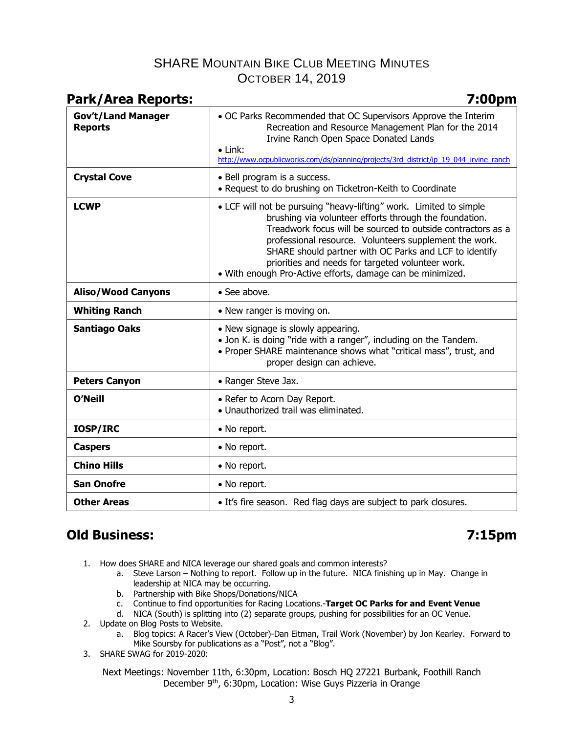# SHARE Mountain Bike Club Meeting Minutes
## October 14, 2019

## Park/Area Reports: 7:00pm

| | |
|---|---|
| **Gov't/Land Manager Reports** | • OC Parks Recommended that OC Supervisors Approve the Interim Recreation and Resource Management Plan for the 2014 Irvine Ranch Open Space Donated Lands<br>• Link: http://www.ocpublicworks.com/ds/planning/projects/3rd_district/ip_19_044_irvine_ranch |
| **Crystal Cove** | • Bell program is a success.<br>• Request to do brushing on Ticketron-Keith to Coordinate |
| **LCWP** | • LCF will not be pursuing "heavy-lifting" work. Limited to simple brushing via volunteer efforts through the foundation. Treadwork focus will be sourced to outside contractors as a professional resource. Volunteers supplement the work. SHARE should partner with OC Parks and LCF to identify priorities and needs for targeted volunteer work.<br>• With enough Pro-Active efforts, damage can be minimized. |
| **Aliso/Wood Canyons** | • See above. |
| **Whiting Ranch** | • New ranger is moving on. |
| **Santiago Oaks** | • New signage is slowly appearing.<br>• Jon K. is doing "ride with a ranger", including on the Tandem.<br>• Proper SHARE maintenance shows what "critical mass", trust, and proper design can achieve. |
| **Peters Canyon** | • Ranger Steve Jax. |
| **O'Neill** | • Refer to Acorn Day Report.<br>• Unauthorized trail was eliminated. |
| **IOSP/IRC** | • No report. |
| **Caspers** | • No report. |
| **Chino Hills** | • No report. |
| **San Onofre** | • No report. |
| **Other Areas** | • It's fire season. Red flag days are subject to park closures. |

## Old Business: 7:15pm

1. How does SHARE and NICA leverage our shared goals and common interests?
   a. Steve Larson – Nothing to report. Follow up in the future. NICA finishing up in May. Change in leadership at NICA may be occurring.
   b. Partnership with Bike Shops/Donations/NICA
   c. Continue to find opportunities for Racing Locations.-**Target OC Parks for and Event Venue**
   d. NICA (South) is splitting into (2) separate groups, pushing for possibilities for an OC Venue.
2. Update on Blog Posts to Website.
   a. Blog topics: A Racer's View (October)-Dan Eitman, Trail Work (November) by Jon Kearley. Forward to Mike Soursby for publications as a "Post", not a "Blog".
3. SHARE SWAG for 2019-2020:

Next Meetings: November 11th, 6:30pm, Location: Bosch HQ 27221 Burbank, Foothill Ranch
December 9th, 6:30pm, Location: Wise Guys Pizzeria in Orange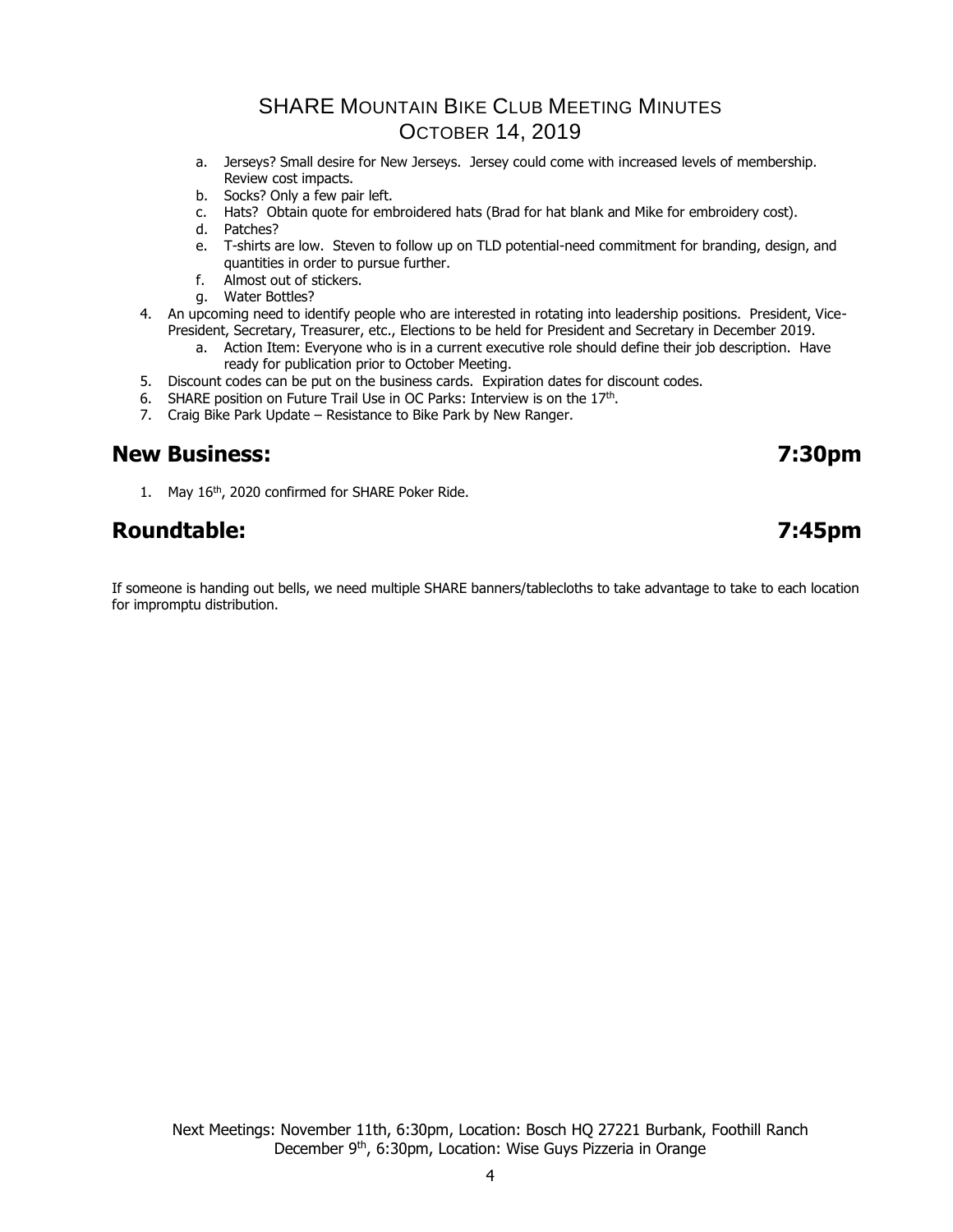a. Jerseys? Small desire for New Jerseys. Jersey could come with increased levels of membership. Review cost impacts.
b. Socks? Only a few pair left.
c. Hats? Obtain quote for embroidered hats (Brad for hat blank and Mike for embroidery cost).
d. Patches?
e. T-shirts are low. Steven to follow up on TLD potential-need commitment for branding, design, and quantities in order to pursue further.
f. Almost out of stickers.
g. Water Bottles?

4. An upcoming need to identify people who are interested in rotating into leadership positions. President, Vice-President, Secretary, Treasurer, etc., Elections to be held for President and Secretary in December 2019.
   a. Action Item: Everyone who is in a current executive role should define their job description. Have ready for publication prior to October Meeting.
5. Discount codes can be put on the business cards. Expiration dates for discount codes.
6. SHARE position on Future Trail Use in OC Parks: Interview is on the 17th.
7. Craig Bike Park Update – Resistance to Bike Park by New Ranger.

## New Business: 7:30pm

1. May 16th, 2020 confirmed for SHARE Poker Ride.

## Roundtable: 7:45pm

If someone is handing out bells, we need multiple SHARE banners/tablecloths to take advantage to take to each location for impromptu distribution.

Next Meetings: November 11th, 6:30pm, Location: Bosch HQ 27221 Burbank, Foothill Ranch
December 9th, 6:30pm, Location: Wise Guys Pizzeria in Orange